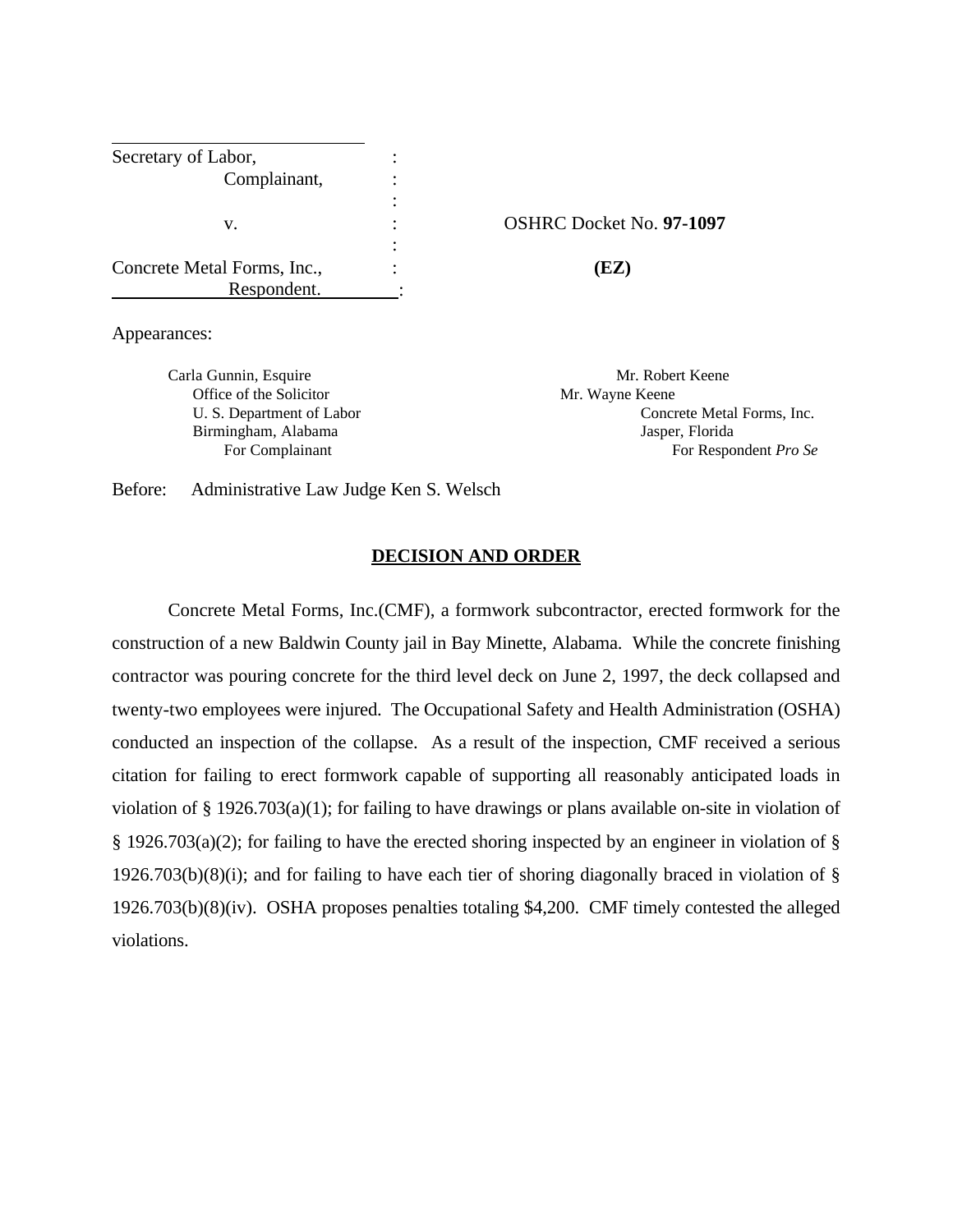Secretary of Labor,
Complainant,

v.

Concrete Metal Forms, Inc.,
Respondent.

OSHRC Docket No. **97-1097**

**(EZ)**

Appearances:

Carla Gunnin, Esquire
Office of the Solicitor
U. S. Department of Labor
Birmingham, Alabama
For Complainant

Mr. Robert Keene
Mr. Wayne Keene
Concrete Metal Forms, Inc.
Jasper, Florida
For Respondent *Pro Se*

Before: Administrative Law Judge Ken S. Welsch

## DECISION AND ORDER

Concrete Metal Forms, Inc.(CMF), a formwork subcontractor, erected formwork for the construction of a new Baldwin County jail in Bay Minette, Alabama. While the concrete finishing contractor was pouring concrete for the third level deck on June 2, 1997, the deck collapsed and twenty-two employees were injured. The Occupational Safety and Health Administration (OSHA) conducted an inspection of the collapse. As a result of the inspection, CMF received a serious citation for failing to erect formwork capable of supporting all reasonably anticipated loads in violation of § 1926.703(a)(1); for failing to have drawings or plans available on-site in violation of § 1926.703(a)(2); for failing to have the erected shoring inspected by an engineer in violation of § 1926.703(b)(8)(i); and for failing to have each tier of shoring diagonally braced in violation of § 1926.703(b)(8)(iv). OSHA proposes penalties totaling $4,200. CMF timely contested the alleged violations.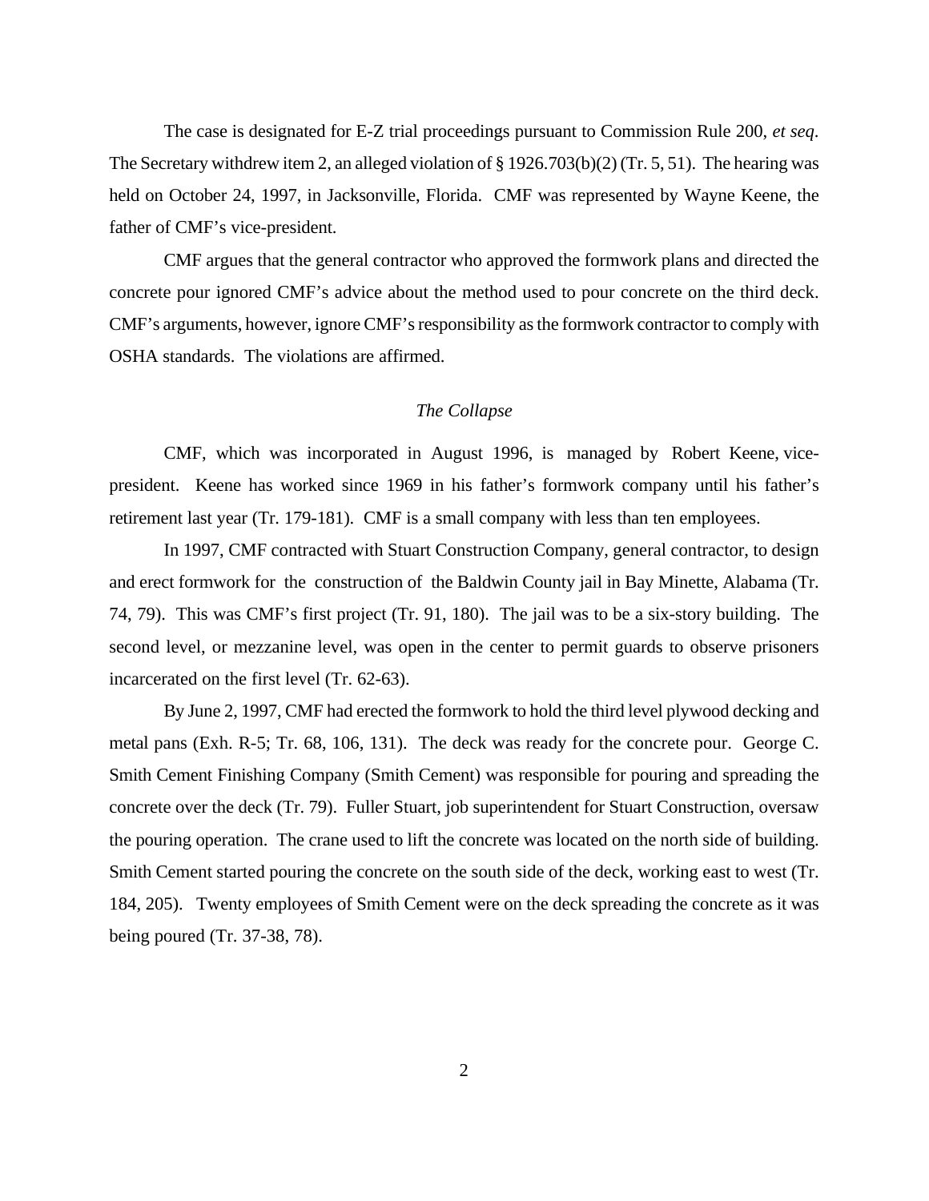The case is designated for E-Z trial proceedings pursuant to Commission Rule 200, *et seq*. The Secretary withdrew item 2, an alleged violation of § 1926.703(b)(2) (Tr. 5, 51). The hearing was held on October 24, 1997, in Jacksonville, Florida. CMF was represented by Wayne Keene, the father of CMF's vice-president.

CMF argues that the general contractor who approved the formwork plans and directed the concrete pour ignored CMF's advice about the method used to pour concrete on the third deck. CMF's arguments, however, ignore CMF's responsibility as the formwork contractor to comply with OSHA standards. The violations are affirmed.

*The Collapse*

CMF, which was incorporated in August 1996, is managed by Robert Keene, vice-president. Keene has worked since 1969 in his father's formwork company until his father's retirement last year (Tr. 179-181). CMF is a small company with less than ten employees.

In 1997, CMF contracted with Stuart Construction Company, general contractor, to design and erect formwork for the construction of the Baldwin County jail in Bay Minette, Alabama (Tr. 74, 79). This was CMF's first project (Tr. 91, 180). The jail was to be a six-story building. The second level, or mezzanine level, was open in the center to permit guards to observe prisoners incarcerated on the first level (Tr. 62-63).

By June 2, 1997, CMF had erected the formwork to hold the third level plywood decking and metal pans (Exh. R-5; Tr. 68, 106, 131). The deck was ready for the concrete pour. George C. Smith Cement Finishing Company (Smith Cement) was responsible for pouring and spreading the concrete over the deck (Tr. 79). Fuller Stuart, job superintendent for Stuart Construction, oversaw the pouring operation. The crane used to lift the concrete was located on the north side of building. Smith Cement started pouring the concrete on the south side of the deck, working east to west (Tr. 184, 205). Twenty employees of Smith Cement were on the deck spreading the concrete as it was being poured (Tr. 37-38, 78).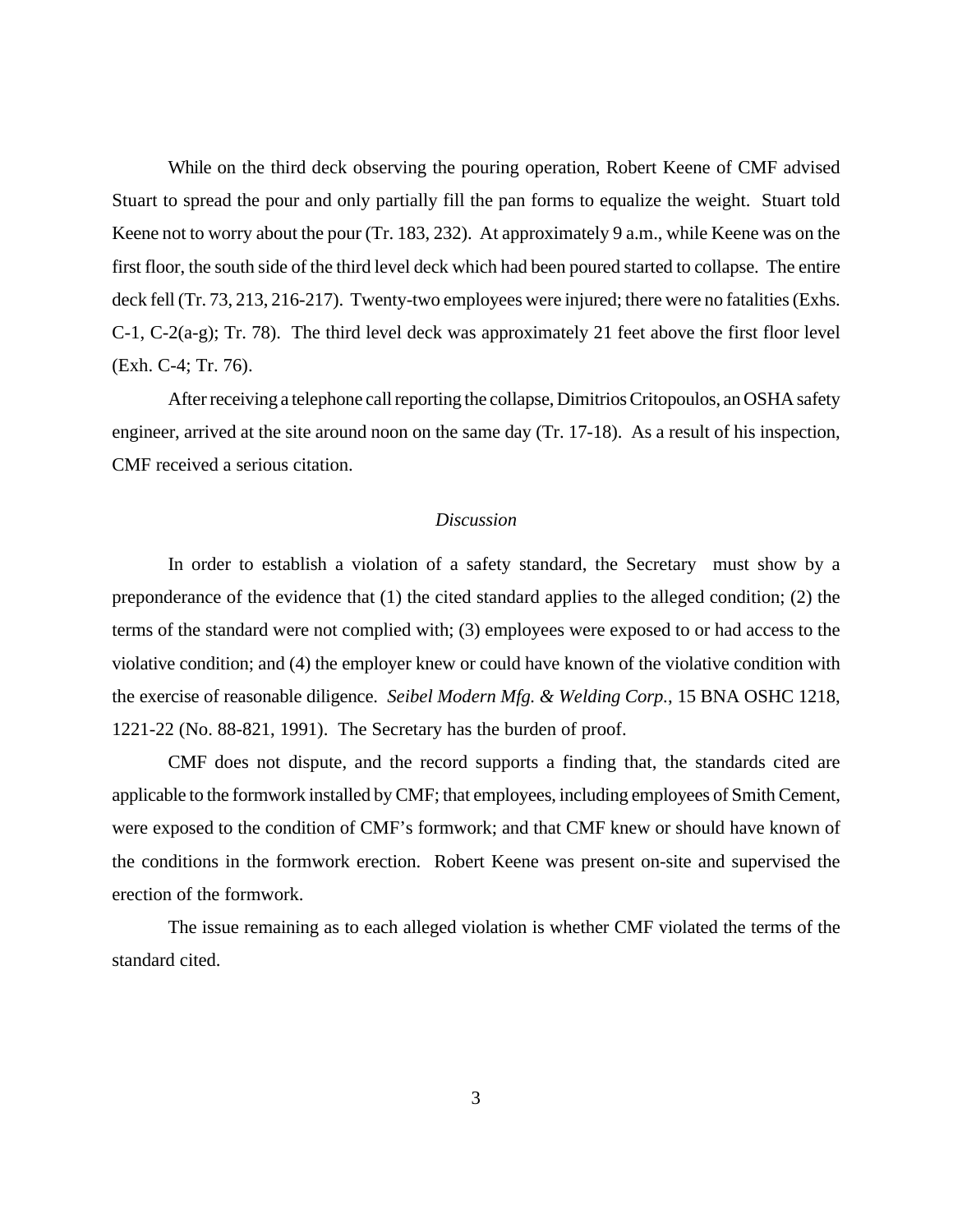While on the third deck observing the pouring operation, Robert Keene of CMF advised Stuart to spread the pour and only partially fill the pan forms to equalize the weight. Stuart told Keene not to worry about the pour (Tr. 183, 232). At approximately 9 a.m., while Keene was on the first floor, the south side of the third level deck which had been poured started to collapse. The entire deck fell (Tr. 73, 213, 216-217). Twenty-two employees were injured; there were no fatalities (Exhs. C-1, C-2(a-g); Tr. 78). The third level deck was approximately 21 feet above the first floor level (Exh. C-4; Tr. 76).

After receiving a telephone call reporting the collapse, Dimitrios Critopoulos, an OSHA safety engineer, arrived at the site around noon on the same day (Tr. 17-18). As a result of his inspection, CMF received a serious citation.

*Discussion*

In order to establish a violation of a safety standard, the Secretary must show by a preponderance of the evidence that (1) the cited standard applies to the alleged condition; (2) the terms of the standard were not complied with; (3) employees were exposed to or had access to the violative condition; and (4) the employer knew or could have known of the violative condition with the exercise of reasonable diligence. *Seibel Modern Mfg. & Welding Corp.*, 15 BNA OSHC 1218, 1221-22 (No. 88-821, 1991). The Secretary has the burden of proof.

CMF does not dispute, and the record supports a finding that, the standards cited are applicable to the formwork installed by CMF; that employees, including employees of Smith Cement, were exposed to the condition of CMF's formwork; and that CMF knew or should have known of the conditions in the formwork erection. Robert Keene was present on-site and supervised the erection of the formwork.

The issue remaining as to each alleged violation is whether CMF violated the terms of the standard cited.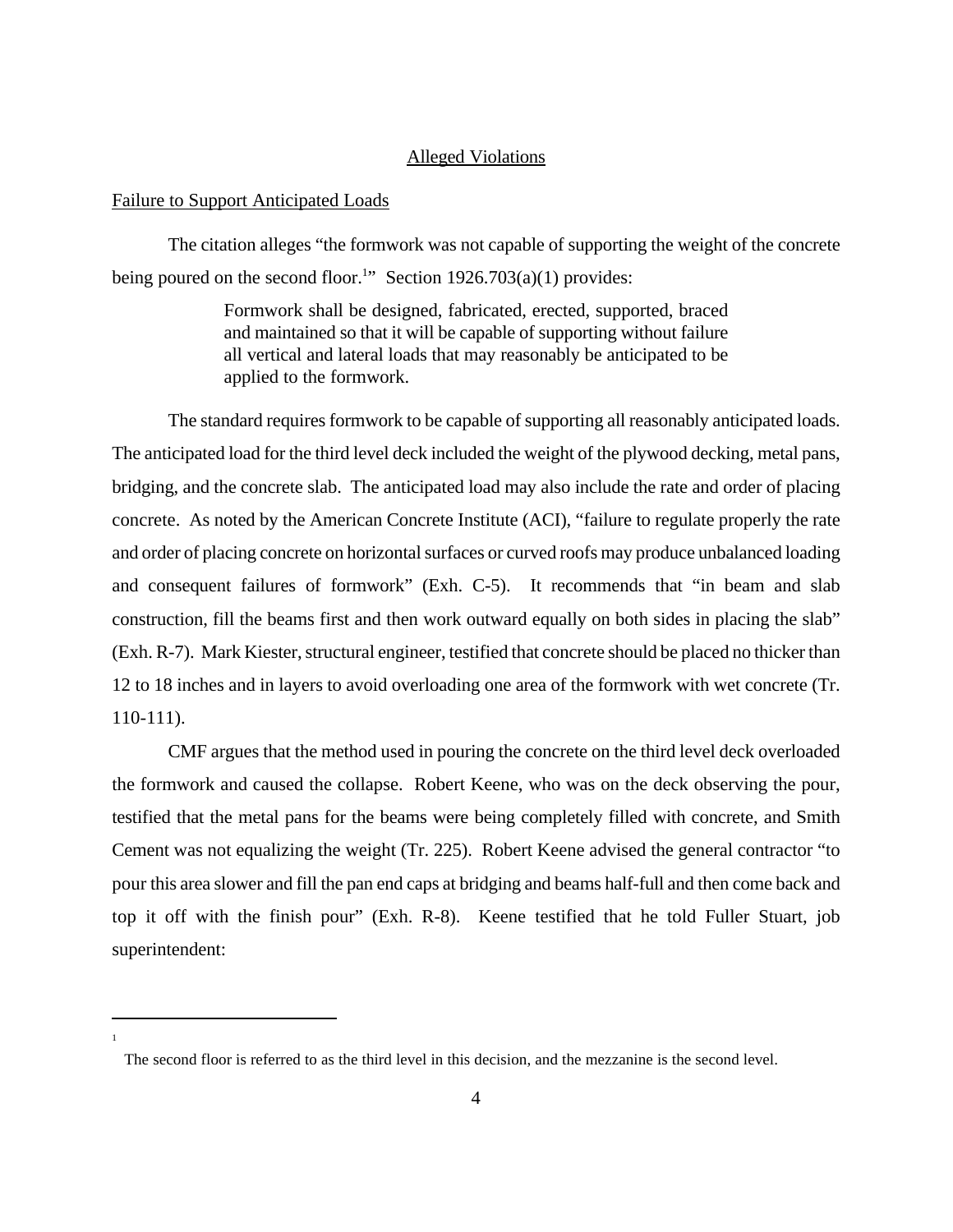## Alleged Violations

### Failure to Support Anticipated Loads

The citation alleges "the formwork was not capable of supporting the weight of the concrete being poured on the second floor.[1]" Section 1926.703(a)(1) provides:

> Formwork shall be designed, fabricated, erected, supported, braced and maintained so that it will be capable of supporting without failure all vertical and lateral loads that may reasonably be anticipated to be applied to the formwork.

The standard requires formwork to be capable of supporting all reasonably anticipated loads. The anticipated load for the third level deck included the weight of the plywood decking, metal pans, bridging, and the concrete slab. The anticipated load may also include the rate and order of placing concrete. As noted by the American Concrete Institute (ACI), "failure to regulate properly the rate and order of placing concrete on horizontal surfaces or curved roofs may produce unbalanced loading and consequent failures of formwork" (Exh. C-5). It recommends that "in beam and slab construction, fill the beams first and then work outward equally on both sides in placing the slab" (Exh. R-7). Mark Kiester, structural engineer, testified that concrete should be placed no thicker than 12 to 18 inches and in layers to avoid overloading one area of the formwork with wet concrete (Tr. 110-111).

CMF argues that the method used in pouring the concrete on the third level deck overloaded the formwork and caused the collapse. Robert Keene, who was on the deck observing the pour, testified that the metal pans for the beams were being completely filled with concrete, and Smith Cement was not equalizing the weight (Tr. 225). Robert Keene advised the general contractor "to pour this area slower and fill the pan end caps at bridging and beams half-full and then come back and top it off with the finish pour" (Exh. R-8). Keene testified that he told Fuller Stuart, job superintendent:

---

[1] The second floor is referred to as the third level in this decision, and the mezzanine is the second level.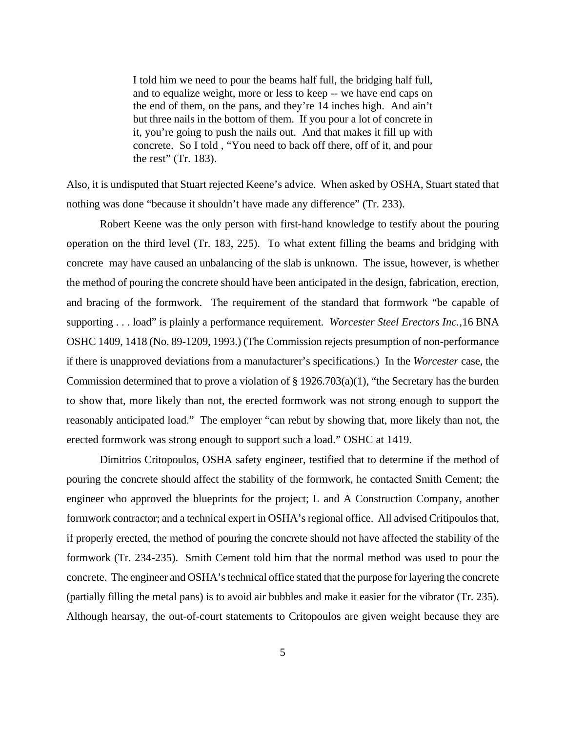> I told him we need to pour the beams half full, the bridging half full, and to equalize weight, more or less to keep -- we have end caps on the end of them, on the pans, and they're 14 inches high. And ain't but three nails in the bottom of them. If you pour a lot of concrete in it, you're going to push the nails out. And that makes it fill up with concrete. So I told , "You need to back off there, off of it, and pour the rest" (Tr. 183).

Also, it is undisputed that Stuart rejected Keene's advice. When asked by OSHA, Stuart stated that nothing was done "because it shouldn't have made any difference" (Tr. 233).

Robert Keene was the only person with first-hand knowledge to testify about the pouring operation on the third level (Tr. 183, 225). To what extent filling the beams and bridging with concrete may have caused an unbalancing of the slab is unknown. The issue, however, is whether the method of pouring the concrete should have been anticipated in the design, fabrication, erection, and bracing of the formwork. The requirement of the standard that formwork "be capable of supporting . . . load" is plainly a performance requirement. *Worcester Steel Erectors Inc.*,16 BNA OSHC 1409, 1418 (No. 89-1209, 1993.) (The Commission rejects presumption of non-performance if there is unapproved deviations from a manufacturer's specifications.) In the *Worcester* case, the Commission determined that to prove a violation of § 1926.703(a)(1), "the Secretary has the burden to show that, more likely than not, the erected formwork was not strong enough to support the reasonably anticipated load." The employer "can rebut by showing that, more likely than not, the erected formwork was strong enough to support such a load." OSHC at 1419.

Dimitrios Critopoulos, OSHA safety engineer, testified that to determine if the method of pouring the concrete should affect the stability of the formwork, he contacted Smith Cement; the engineer who approved the blueprints for the project; L and A Construction Company, another formwork contractor; and a technical expert in OSHA's regional office. All advised Critipoulos that, if properly erected, the method of pouring the concrete should not have affected the stability of the formwork (Tr. 234-235). Smith Cement told him that the normal method was used to pour the concrete. The engineer and OSHA's technical office stated that the purpose for layering the concrete (partially filling the metal pans) is to avoid air bubbles and make it easier for the vibrator (Tr. 235). Although hearsay, the out-of-court statements to Critopoulos are given weight because they are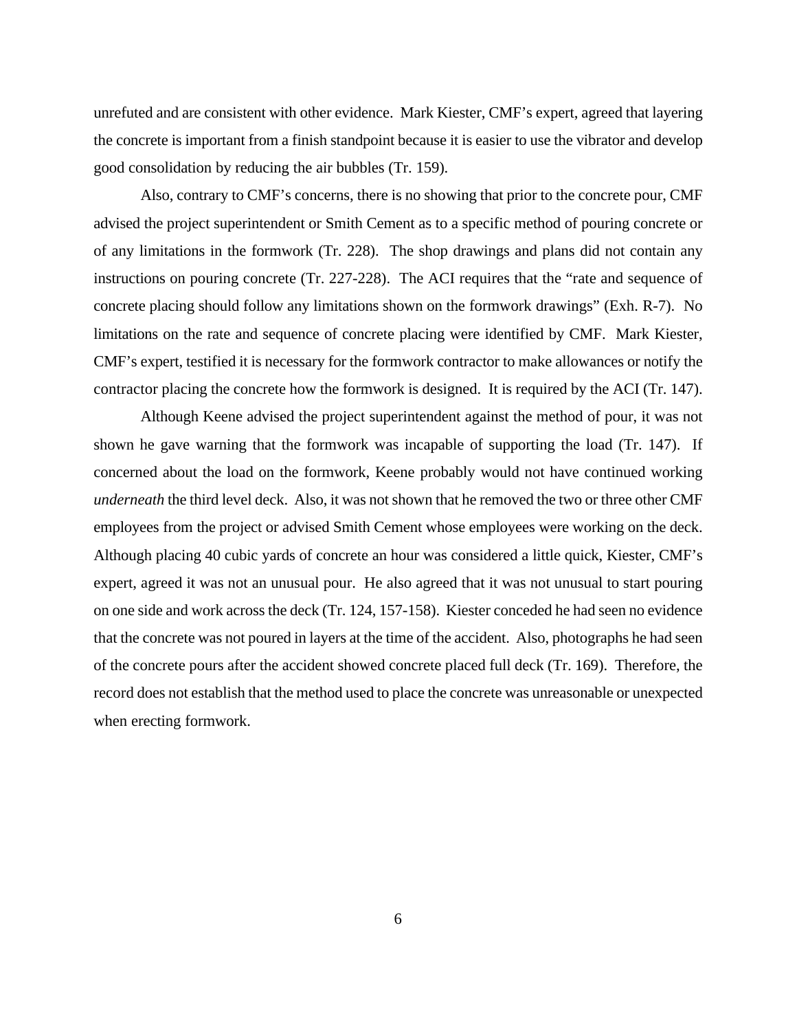unrefuted and are consistent with other evidence. Mark Kiester, CMF's expert, agreed that layering the concrete is important from a finish standpoint because it is easier to use the vibrator and develop good consolidation by reducing the air bubbles (Tr. 159).

Also, contrary to CMF's concerns, there is no showing that prior to the concrete pour, CMF advised the project superintendent or Smith Cement as to a specific method of pouring concrete or of any limitations in the formwork (Tr. 228). The shop drawings and plans did not contain any instructions on pouring concrete (Tr. 227-228). The ACI requires that the "rate and sequence of concrete placing should follow any limitations shown on the formwork drawings" (Exh. R-7). No limitations on the rate and sequence of concrete placing were identified by CMF. Mark Kiester, CMF's expert, testified it is necessary for the formwork contractor to make allowances or notify the contractor placing the concrete how the formwork is designed. It is required by the ACI (Tr. 147).

Although Keene advised the project superintendent against the method of pour, it was not shown he gave warning that the formwork was incapable of supporting the load (Tr. 147). If concerned about the load on the formwork, Keene probably would not have continued working *underneath* the third level deck. Also, it was not shown that he removed the two or three other CMF employees from the project or advised Smith Cement whose employees were working on the deck. Although placing 40 cubic yards of concrete an hour was considered a little quick, Kiester, CMF's expert, agreed it was not an unusual pour. He also agreed that it was not unusual to start pouring on one side and work across the deck (Tr. 124, 157-158). Kiester conceded he had seen no evidence that the concrete was not poured in layers at the time of the accident. Also, photographs he had seen of the concrete pours after the accident showed concrete placed full deck (Tr. 169). Therefore, the record does not establish that the method used to place the concrete was unreasonable or unexpected when erecting formwork.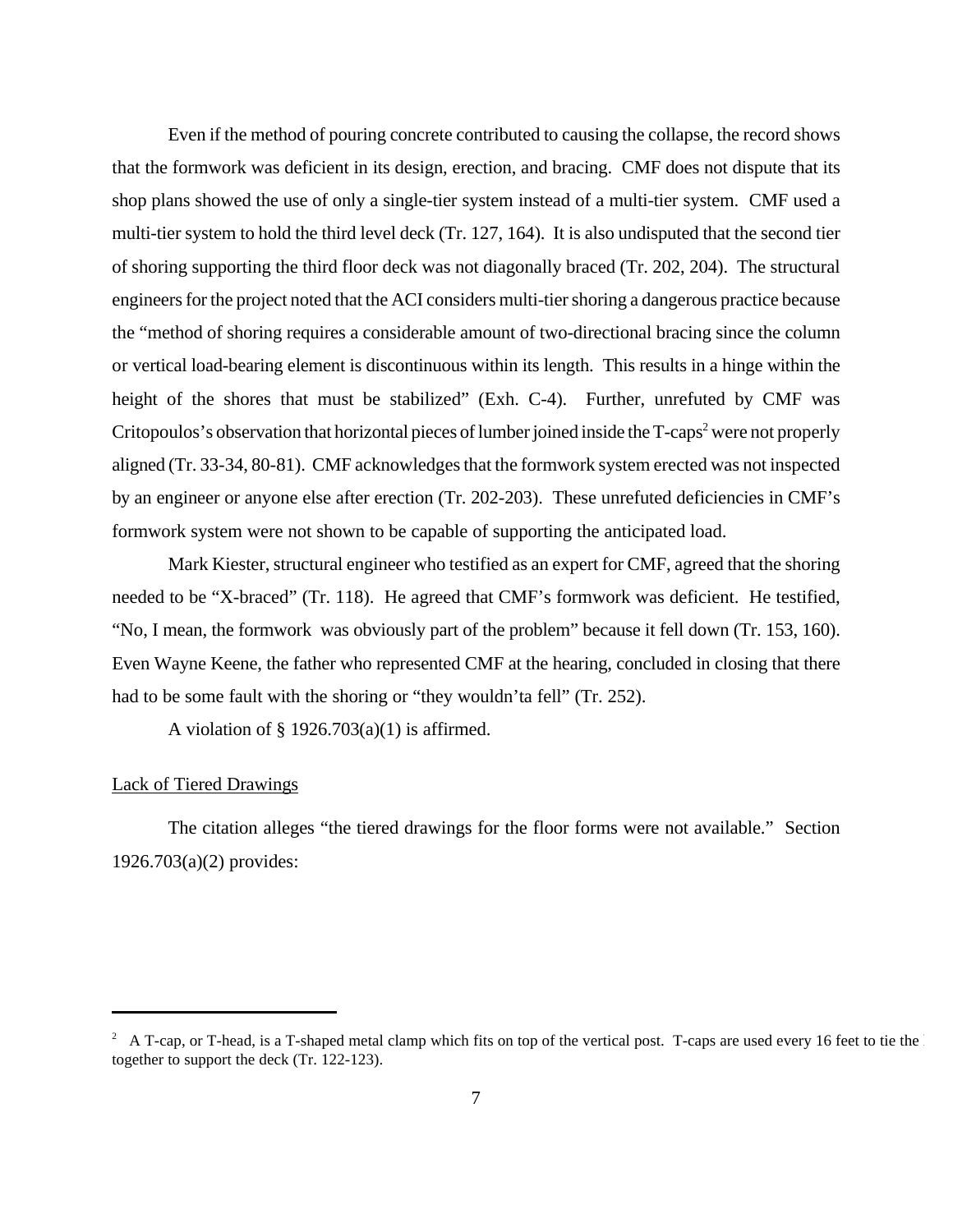Even if the method of pouring concrete contributed to causing the collapse, the record shows that the formwork was deficient in its design, erection, and bracing. CMF does not dispute that its shop plans showed the use of only a single-tier system instead of a multi-tier system. CMF used a multi-tier system to hold the third level deck (Tr. 127, 164). It is also undisputed that the second tier of shoring supporting the third floor deck was not diagonally braced (Tr. 202, 204). The structural engineers for the project noted that the ACI considers multi-tier shoring a dangerous practice because the "method of shoring requires a considerable amount of two-directional bracing since the column or vertical load-bearing element is discontinuous within its length. This results in a hinge within the height of the shores that must be stabilized" (Exh. C-4). Further, unrefuted by CMF was Critopoulos's observation that horizontal pieces of lumber joined inside the T-caps[2] were not properly aligned (Tr. 33-34, 80-81). CMF acknowledges that the formwork system erected was not inspected by an engineer or anyone else after erection (Tr. 202-203). These unrefuted deficiencies in CMF's formwork system were not shown to be capable of supporting the anticipated load.

Mark Kiester, structural engineer who testified as an expert for CMF, agreed that the shoring needed to be "X-braced" (Tr. 118). He agreed that CMF's formwork was deficient. He testified, "No, I mean, the formwork was obviously part of the problem" because it fell down (Tr. 153, 160). Even Wayne Keene, the father who represented CMF at the hearing, concluded in closing that there had to be some fault with the shoring or "they wouldn'ta fell" (Tr. 252).

A violation of § 1926.703(a)(1) is affirmed.

<u>Lack of Tiered Drawings</u>

The citation alleges "the tiered drawings for the floor forms were not available." Section 1926.703(a)(2) provides:

---

[2] A T-cap, or T-head, is a T-shaped metal clamp which fits on top of the vertical post. T-caps are used every 16 feet to tie the together to support the deck (Tr. 122-123).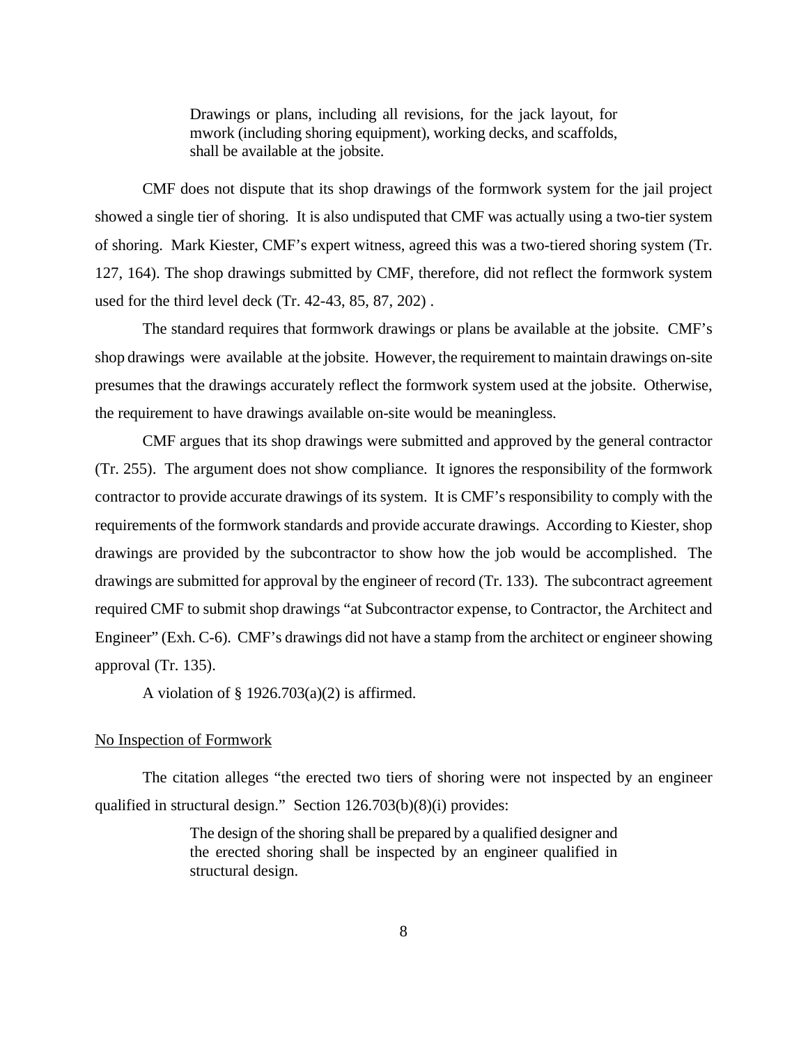> Drawings or plans, including all revisions, for the jack layout, for mwork (including shoring equipment), working decks, and scaffolds, shall be available at the jobsite.

CMF does not dispute that its shop drawings of the formwork system for the jail project showed a single tier of shoring. It is also undisputed that CMF was actually using a two-tier system of shoring. Mark Kiester, CMF's expert witness, agreed this was a two-tiered shoring system (Tr. 127, 164). The shop drawings submitted by CMF, therefore, did not reflect the formwork system used for the third level deck (Tr. 42-43, 85, 87, 202) .

The standard requires that formwork drawings or plans be available at the jobsite. CMF's shop drawings were available at the jobsite. However, the requirement to maintain drawings on-site presumes that the drawings accurately reflect the formwork system used at the jobsite. Otherwise, the requirement to have drawings available on-site would be meaningless.

CMF argues that its shop drawings were submitted and approved by the general contractor (Tr. 255). The argument does not show compliance. It ignores the responsibility of the formwork contractor to provide accurate drawings of its system. It is CMF's responsibility to comply with the requirements of the formwork standards and provide accurate drawings. According to Kiester, shop drawings are provided by the subcontractor to show how the job would be accomplished. The drawings are submitted for approval by the engineer of record (Tr. 133). The subcontract agreement required CMF to submit shop drawings "at Subcontractor expense, to Contractor, the Architect and Engineer" (Exh. C-6). CMF's drawings did not have a stamp from the architect or engineer showing approval (Tr. 135).

A violation of § 1926.703(a)(2) is affirmed.

No Inspection of Formwork

The citation alleges "the erected two tiers of shoring were not inspected by an engineer qualified in structural design." Section 126.703(b)(8)(i) provides:

> The design of the shoring shall be prepared by a qualified designer and the erected shoring shall be inspected by an engineer qualified in structural design.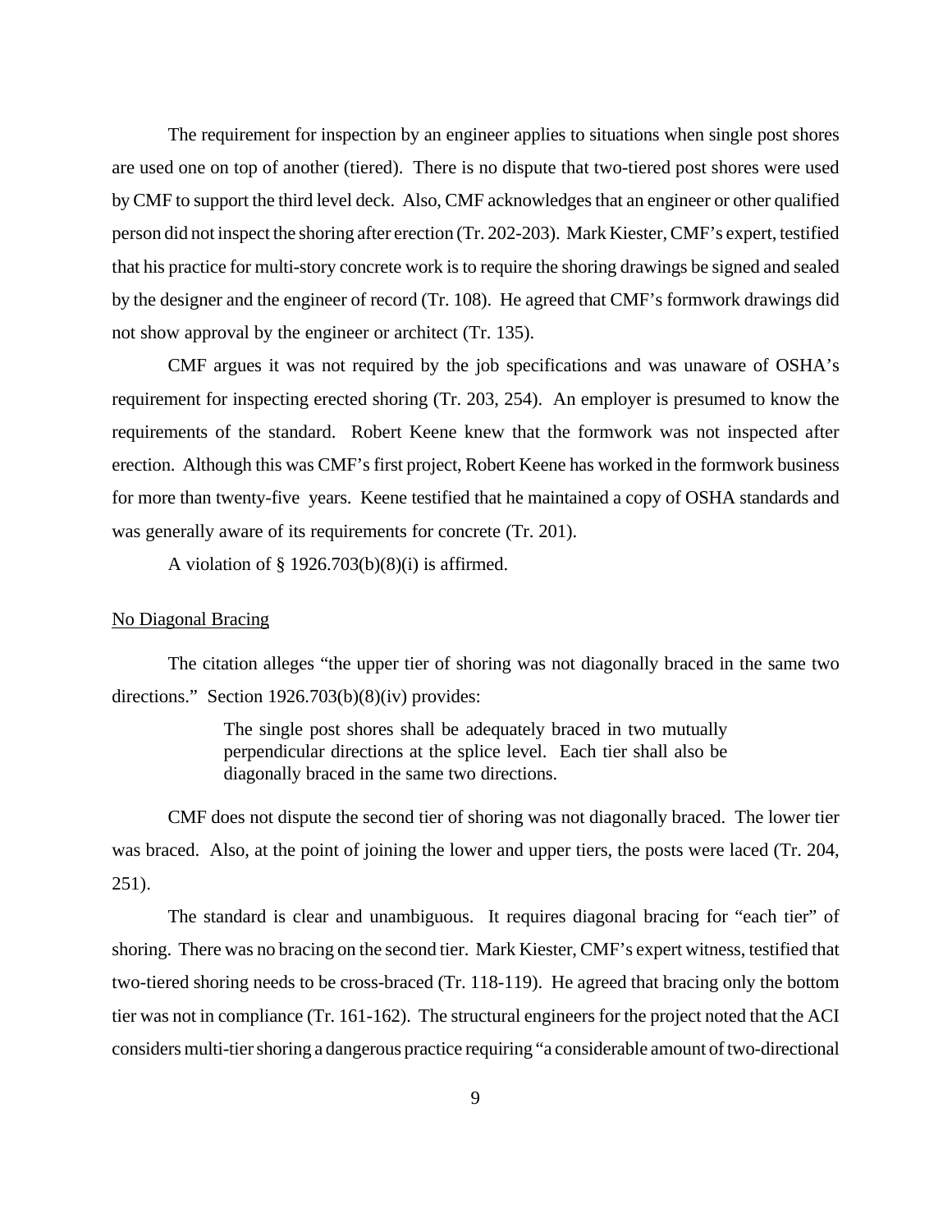The requirement for inspection by an engineer applies to situations when single post shores are used one on top of another (tiered). There is no dispute that two-tiered post shores were used by CMF to support the third level deck. Also, CMF acknowledges that an engineer or other qualified person did not inspect the shoring after erection (Tr. 202-203). Mark Kiester, CMF's expert, testified that his practice for multi-story concrete work is to require the shoring drawings be signed and sealed by the designer and the engineer of record (Tr. 108). He agreed that CMF's formwork drawings did not show approval by the engineer or architect (Tr. 135).

CMF argues it was not required by the job specifications and was unaware of OSHA's requirement for inspecting erected shoring (Tr. 203, 254). An employer is presumed to know the requirements of the standard. Robert Keene knew that the formwork was not inspected after erection. Although this was CMF's first project, Robert Keene has worked in the formwork business for more than twenty-five years. Keene testified that he maintained a copy of OSHA standards and was generally aware of its requirements for concrete (Tr. 201).

A violation of § 1926.703(b)(8)(i) is affirmed.

<u>No Diagonal Bracing</u>

The citation alleges "the upper tier of shoring was not diagonally braced in the same two directions." Section 1926.703(b)(8)(iv) provides:

> The single post shores shall be adequately braced in two mutually perpendicular directions at the splice level. Each tier shall also be diagonally braced in the same two directions.

CMF does not dispute the second tier of shoring was not diagonally braced. The lower tier was braced. Also, at the point of joining the lower and upper tiers, the posts were laced (Tr. 204, 251).

The standard is clear and unambiguous. It requires diagonal bracing for "each tier" of shoring. There was no bracing on the second tier. Mark Kiester, CMF's expert witness, testified that two-tiered shoring needs to be cross-braced (Tr. 118-119). He agreed that bracing only the bottom tier was not in compliance (Tr. 161-162). The structural engineers for the project noted that the ACI considers multi-tier shoring a dangerous practice requiring "a considerable amount of two-directional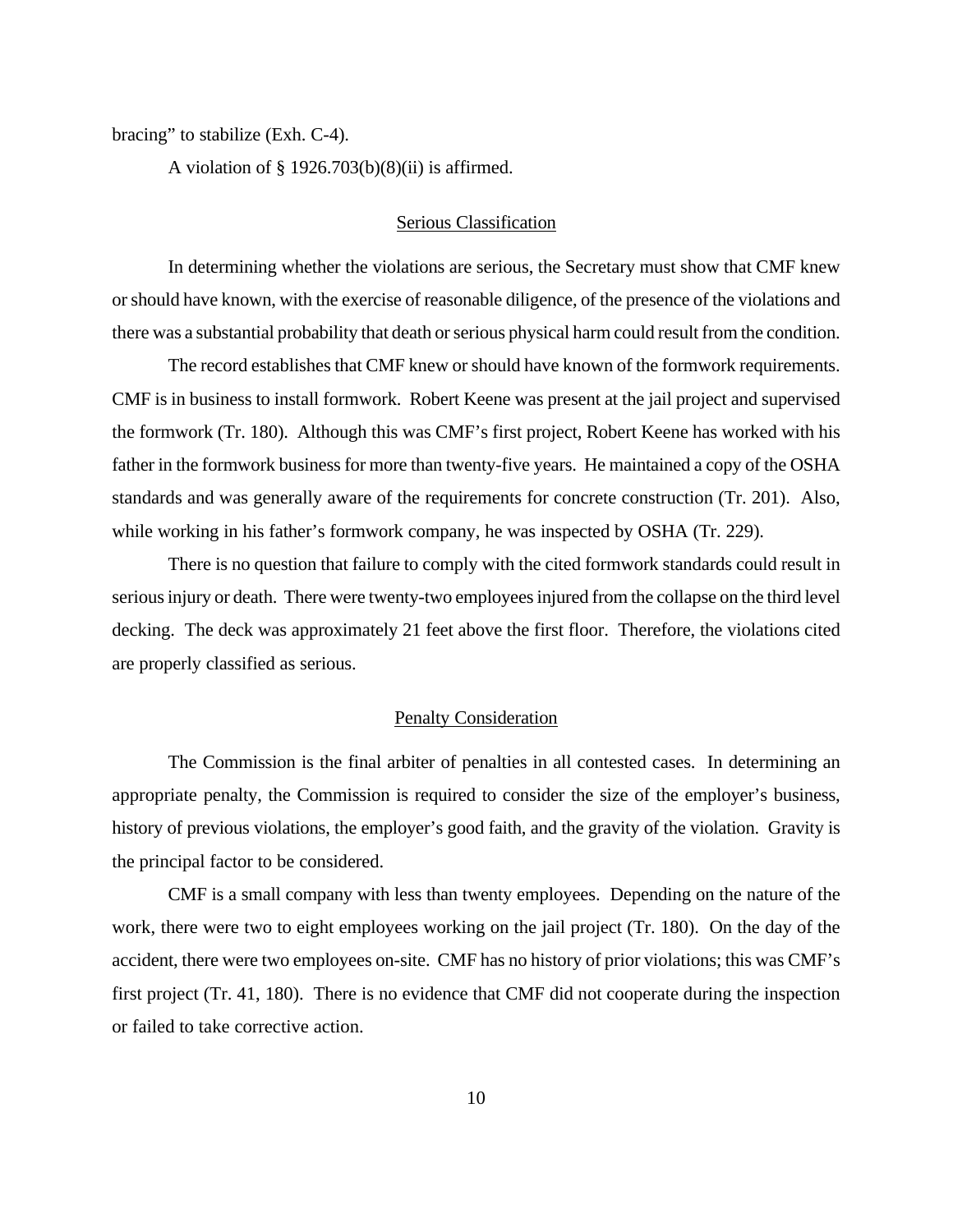bracing" to stabilize (Exh. C-4).

A violation of § 1926.703(b)(8)(ii) is affirmed.

## Serious Classification

In determining whether the violations are serious, the Secretary must show that CMF knew or should have known, with the exercise of reasonable diligence, of the presence of the violations and there was a substantial probability that death or serious physical harm could result from the condition.

The record establishes that CMF knew or should have known of the formwork requirements. CMF is in business to install formwork. Robert Keene was present at the jail project and supervised the formwork (Tr. 180). Although this was CMF's first project, Robert Keene has worked with his father in the formwork business for more than twenty-five years. He maintained a copy of the OSHA standards and was generally aware of the requirements for concrete construction (Tr. 201). Also, while working in his father's formwork company, he was inspected by OSHA (Tr. 229).

There is no question that failure to comply with the cited formwork standards could result in serious injury or death. There were twenty-two employees injured from the collapse on the third level decking. The deck was approximately 21 feet above the first floor. Therefore, the violations cited are properly classified as serious.

## Penalty Consideration

The Commission is the final arbiter of penalties in all contested cases. In determining an appropriate penalty, the Commission is required to consider the size of the employer's business, history of previous violations, the employer's good faith, and the gravity of the violation. Gravity is the principal factor to be considered.

CMF is a small company with less than twenty employees. Depending on the nature of the work, there were two to eight employees working on the jail project (Tr. 180). On the day of the accident, there were two employees on-site. CMF has no history of prior violations; this was CMF's first project (Tr. 41, 180). There is no evidence that CMF did not cooperate during the inspection or failed to take corrective action.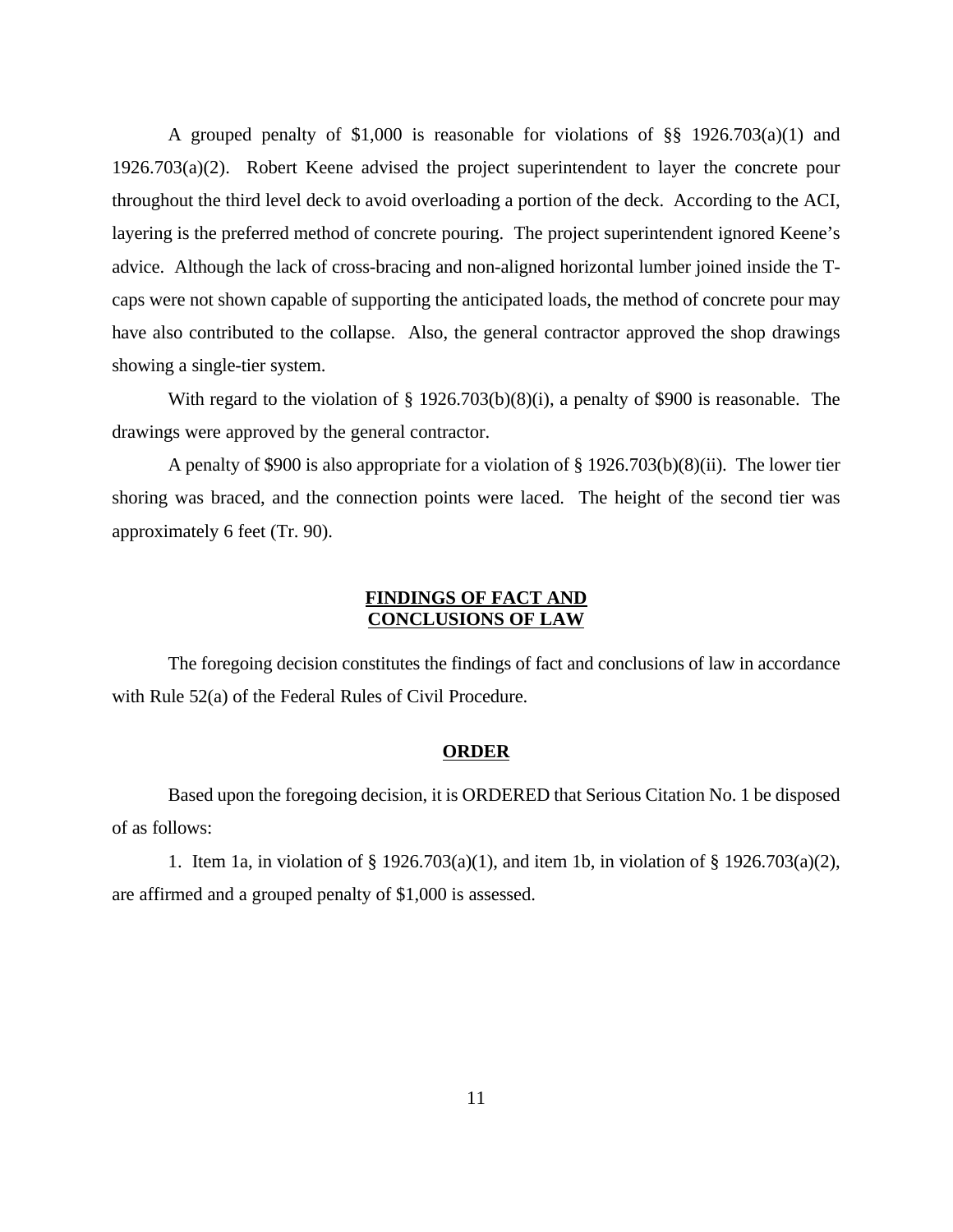A grouped penalty of $1,000 is reasonable for violations of §§ 1926.703(a)(1) and 1926.703(a)(2). Robert Keene advised the project superintendent to layer the concrete pour throughout the third level deck to avoid overloading a portion of the deck. According to the ACI, layering is the preferred method of concrete pouring. The project superintendent ignored Keene's advice. Although the lack of cross-bracing and non-aligned horizontal lumber joined inside the T-caps were not shown capable of supporting the anticipated loads, the method of concrete pour may have also contributed to the collapse. Also, the general contractor approved the shop drawings showing a single-tier system.

With regard to the violation of § 1926.703(b)(8)(i), a penalty of $900 is reasonable. The drawings were approved by the general contractor.

A penalty of $900 is also appropriate for a violation of § 1926.703(b)(8)(ii). The lower tier shoring was braced, and the connection points were laced. The height of the second tier was approximately 6 feet (Tr. 90).

## FINDINGS OF FACT AND CONCLUSIONS OF LAW

The foregoing decision constitutes the findings of fact and conclusions of law in accordance with Rule 52(a) of the Federal Rules of Civil Procedure.

## ORDER

Based upon the foregoing decision, it is ORDERED that Serious Citation No. 1 be disposed of as follows:

1. Item 1a, in violation of § 1926.703(a)(1), and item 1b, in violation of § 1926.703(a)(2), are affirmed and a grouped penalty of $1,000 is assessed.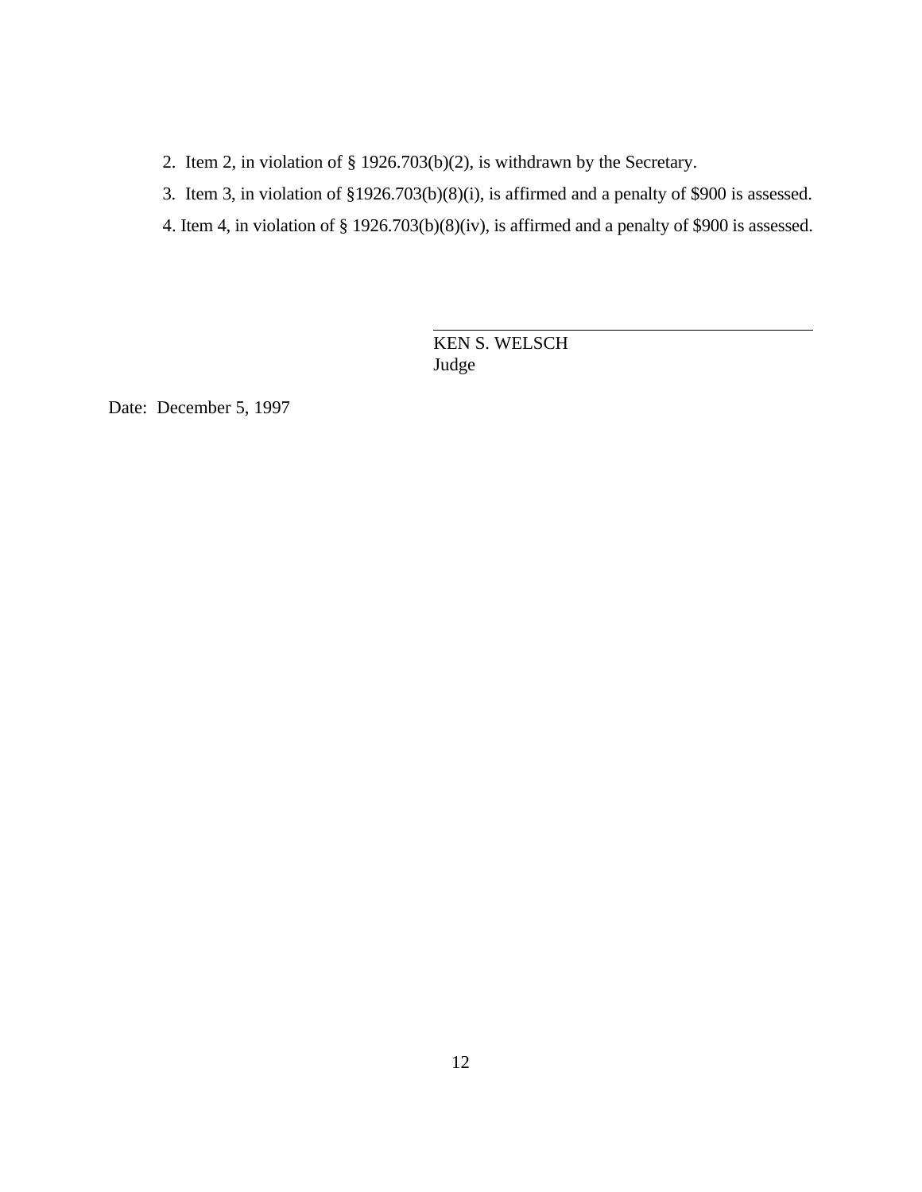2. Item 2, in violation of § 1926.703(b)(2), is withdrawn by the Secretary.

3. Item 3, in violation of §1926.703(b)(8)(i), is affirmed and a penalty of $900 is assessed.

4. Item 4, in violation of § 1926.703(b)(8)(iv), is affirmed and a penalty of $900 is assessed.

KEN S. WELSCH
Judge

Date: December 5, 1997